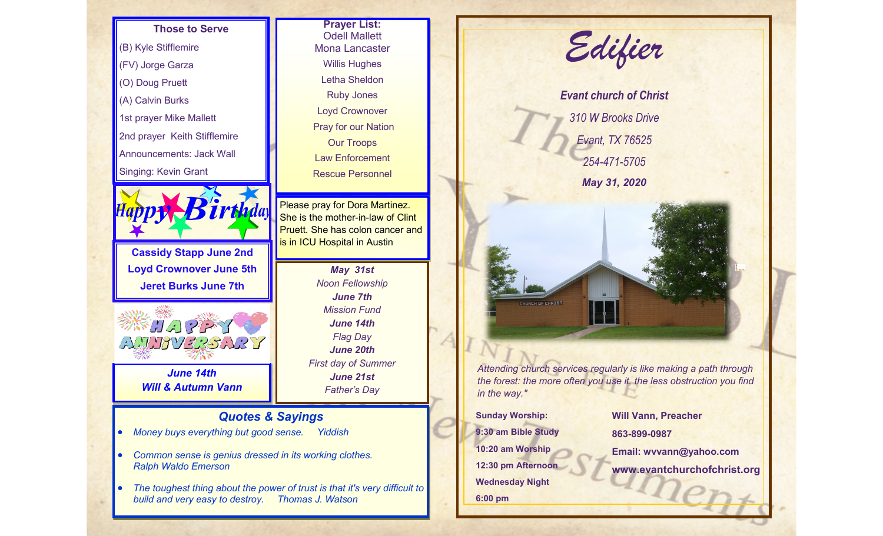## Those to Serve

(B) Kyle Stifflemire
(FV) Jorge Garza
(O) Doug Pruett
(A) Calvin Burks
1st prayer Mike Mallett
2nd prayer Keith Stifflemire
Announcements: Jack Wall
Singing: Kevin Grant

## Happy Birthday

**Cassidy Stapp June 2nd**
**Loyd Crownover June 5th**
**Jeret Burks June 7th**

## Happy Anniversary

***June 14th***
***Will & Autumn Vann***

## Prayer List:

Odell Mallett
Mona Lancaster
Willis Hughes
Letha Sheldon
Ruby Jones
Loyd Crownover
Pray for our Nation
Our Troops
Law Enforcement
Rescue Personnel

Please pray for Dora Martinez. She is the mother-in-law of Clint Pruett. She has colon cancer and is in ICU Hospital in Austin

***May 31st***
*Noon Fellowship*
***June 7th***
*Mission Fund*
***June 14th***
*Flag Day*
***June 20th***
*First day of Summer*
***June 21st***
*Father's Day*

## *Quotes & Sayings*

- *Money buys everything but good sense. Yiddish*
- *Common sense is genius dressed in its working clothes. Ralph Waldo Emerson*
- *The toughest thing about the power of trust is that it's very difficult to build and very easy to destroy. Thomas J. Watson*

# *Edifier*

***Evant church of Christ***
*310 W Brooks Drive*
*Evant, TX 76525*
*254-471-5705*
***May 31, 2020***

*Attending church services regularly is like making a path through the forest: the more often you use it, the less obstruction you find in the way."*

**Sunday Worship:**
**9:30 am Bible Study**
**10:20 am Worship**
**12:30 pm Afternoon**
**Wednesday Night**
**6:00 pm**

**Will Vann, Preacher**
**863-899-0987**
**Email: wvvann@yahoo.com**
**www.evantchurchofchrist.org**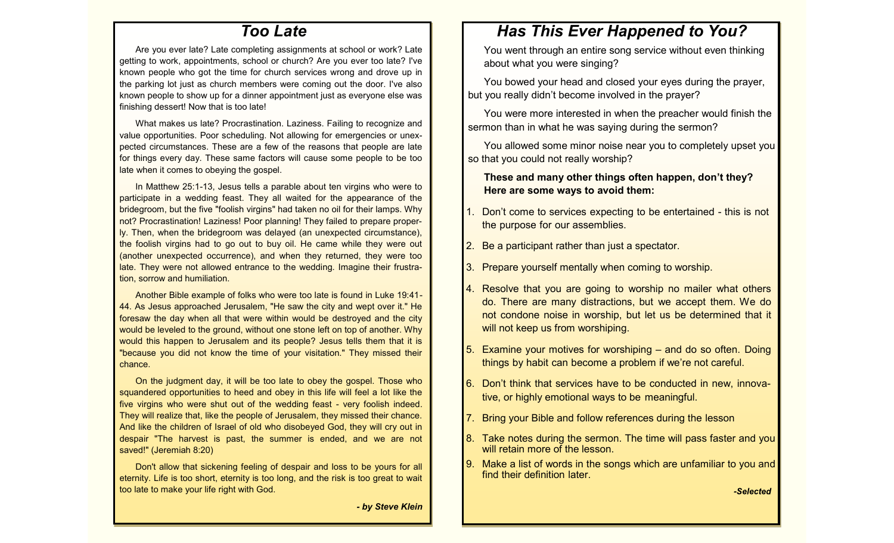# Too Late

Are you ever late? Late completing assignments at school or work? Late getting to work, appointments, school or church? Are you ever too late? I've known people who got the time for church services wrong and drove up in the parking lot just as church members were coming out the door. I've also known people to show up for a dinner appointment just as everyone else was finishing dessert! Now that is too late!

What makes us late? Procrastination. Laziness. Failing to recognize and value opportunities. Poor scheduling. Not allowing for emergencies or unexpected circumstances. These are a few of the reasons that people are late for things every day. These same factors will cause some people to be too late when it comes to obeying the gospel.

In Matthew 25:1-13, Jesus tells a parable about ten virgins who were to participate in a wedding feast. They all waited for the appearance of the bridegroom, but the five "foolish virgins" had taken no oil for their lamps. Why not? Procrastination! Laziness! Poor planning! They failed to prepare properly. Then, when the bridegroom was delayed (an unexpected circumstance), the foolish virgins had to go out to buy oil. He came while they were out (another unexpected occurrence), and when they returned, they were too late. They were not allowed entrance to the wedding. Imagine their frustration, sorrow and humiliation.

Another Bible example of folks who were too late is found in Luke 19:41-44. As Jesus approached Jerusalem, "He saw the city and wept over it." He foresaw the day when all that were within would be destroyed and the city would be leveled to the ground, without one stone left on top of another. Why would this happen to Jerusalem and its people? Jesus tells them that it is "because you did not know the time of your visitation." They missed their chance.

On the judgment day, it will be too late to obey the gospel. Those who squandered opportunities to heed and obey in this life will feel a lot like the five virgins who were shut out of the wedding feast - very foolish indeed. They will realize that, like the people of Jerusalem, they missed their chance. And like the children of Israel of old who disobeyed God, they will cry out in despair "The harvest is past, the summer is ended, and we are not saved!" (Jeremiah 8:20)

Don't allow that sickening feeling of despair and loss to be yours for all eternity. Life is too short, eternity is too long, and the risk is too great to wait too late to make your life right with God.

***- by Steve Klein***

# Has This Ever Happened to You?

You went through an entire song service without even thinking about what you were singing?

You bowed your head and closed your eyes during the prayer, but you really didn't become involved in the prayer?

You were more interested in when the preacher would finish the sermon than in what he was saying during the sermon?

You allowed some minor noise near you to completely upset you so that you could not really worship?

**These and many other things often happen, don't they? Here are some ways to avoid them:**

1. Don't come to services expecting to be entertained - this is not the purpose for our assemblies.
2. Be a participant rather than just a spectator.
3. Prepare yourself mentally when coming to worship.
4. Resolve that you are going to worship no mailer what others do. There are many distractions, but we accept them. We do not condone noise in worship, but let us be determined that it will not keep us from worshiping.
5. Examine your motives for worshiping – and do so often. Doing things by habit can become a problem if we're not careful.
6. Don't think that services have to be conducted in new, innovative, or highly emotional ways to be meaningful.
7. Bring your Bible and follow references during the lesson
8. Take notes during the sermon. The time will pass faster and you will retain more of the lesson.
9. Make a list of words in the songs which are unfamiliar to you and find their definition later.

***-Selected***